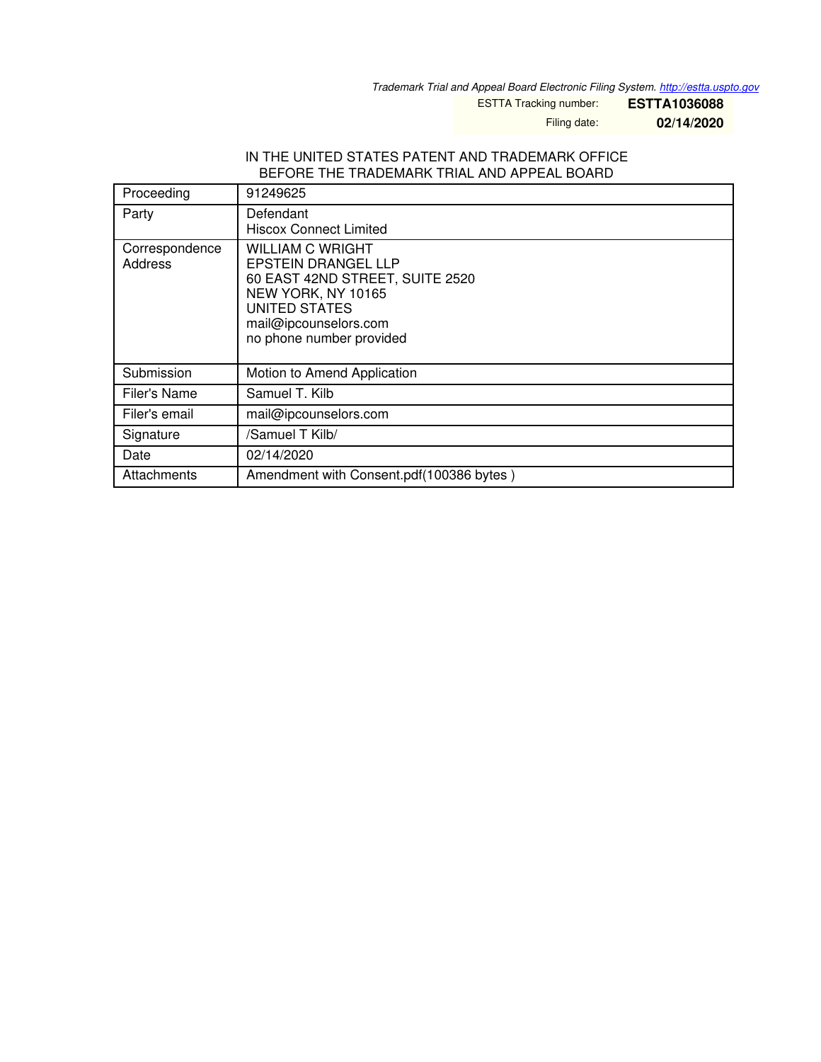*Trademark Trial and Appeal Board Electronic Filing System. http://estta.uspto.gov*

| ESTTA Tracking number: | **ESTTA1036088** |
| --- | --- |
| Filing date: | **02/14/2020** |

IN THE UNITED STATES PATENT AND TRADEMARK OFFICE
BEFORE THE TRADEMARK TRIAL AND APPEAL BOARD

| Proceeding | 91249625 |
| --- | --- |
| Party | Defendant<br>Hiscox Connect Limited |
| Correspondence Address | WILLIAM C WRIGHT<br>EPSTEIN DRANGEL LLP<br>60 EAST 42ND STREET, SUITE 2520<br>NEW YORK, NY 10165<br>UNITED STATES<br>mail@ipcounselors.com<br>no phone number provided |
| Submission | Motion to Amend Application |
| Filer's Name | Samuel T. Kilb |
| Filer's email | mail@ipcounselors.com |
| Signature | /Samuel T Kilb/ |
| Date | 02/14/2020 |
| Attachments | Amendment with Consent.pdf(100386 bytes ) |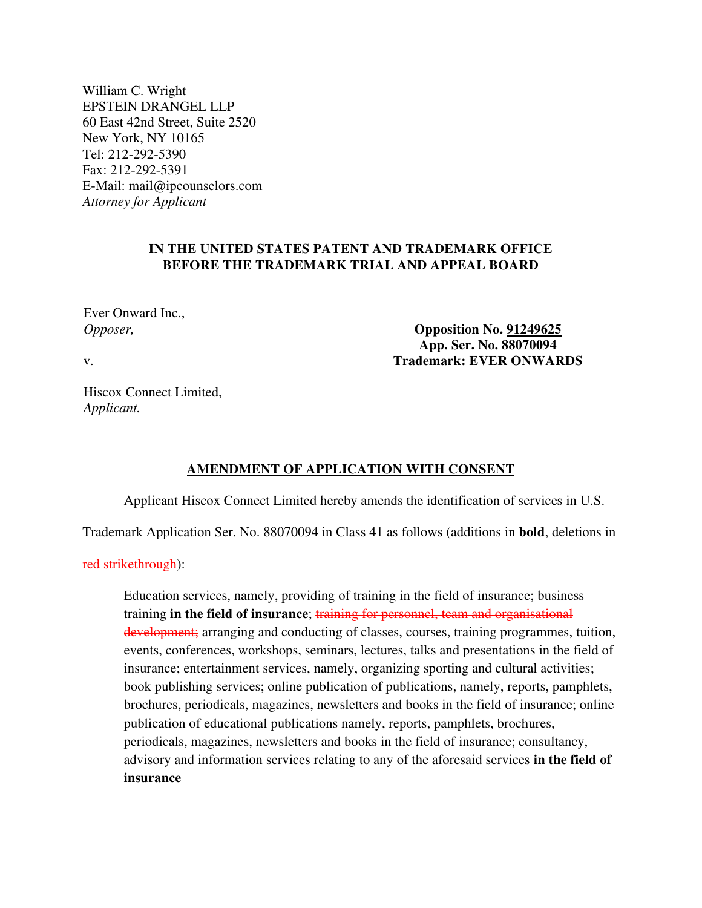William C. Wright
EPSTEIN DRANGEL LLP
60 East 42nd Street, Suite 2520
New York, NY 10165
Tel: 212-292-5390
Fax: 212-292-5391
E-Mail: mail@ipcounselors.com
*Attorney for Applicant*

**IN THE UNITED STATES PATENT AND TRADEMARK OFFICE**
**BEFORE THE TRADEMARK TRIAL AND APPEAL BOARD**

| | |
|---|---|
| Ever Onward Inc., *Opposer,* v. Hiscox Connect Limited, *Applicant.* | **Opposition No. 91249625** **App. Ser. No. 88070094** **Trademark: EVER ONWARDS** |

## AMENDMENT OF APPLICATION WITH CONSENT

Applicant Hiscox Connect Limited hereby amends the identification of services in U.S. Trademark Application Ser. No. 88070094 in Class 41 as follows (additions in **bold**, deletions in ~~red strikethrough~~):

> Education services, namely, providing of training in the field of insurance; business training **in the field of insurance**; ~~training for personnel, team and organisational development;~~ arranging and conducting of classes, courses, training programmes, tuition, events, conferences, workshops, seminars, lectures, talks and presentations in the field of insurance; entertainment services, namely, organizing sporting and cultural activities; book publishing services; online publication of publications, namely, reports, pamphlets, brochures, periodicals, magazines, newsletters and books in the field of insurance; online publication of educational publications namely, reports, pamphlets, brochures, periodicals, magazines, newsletters and books in the field of insurance; consultancy, advisory and information services relating to any of the aforesaid services **in the field of insurance**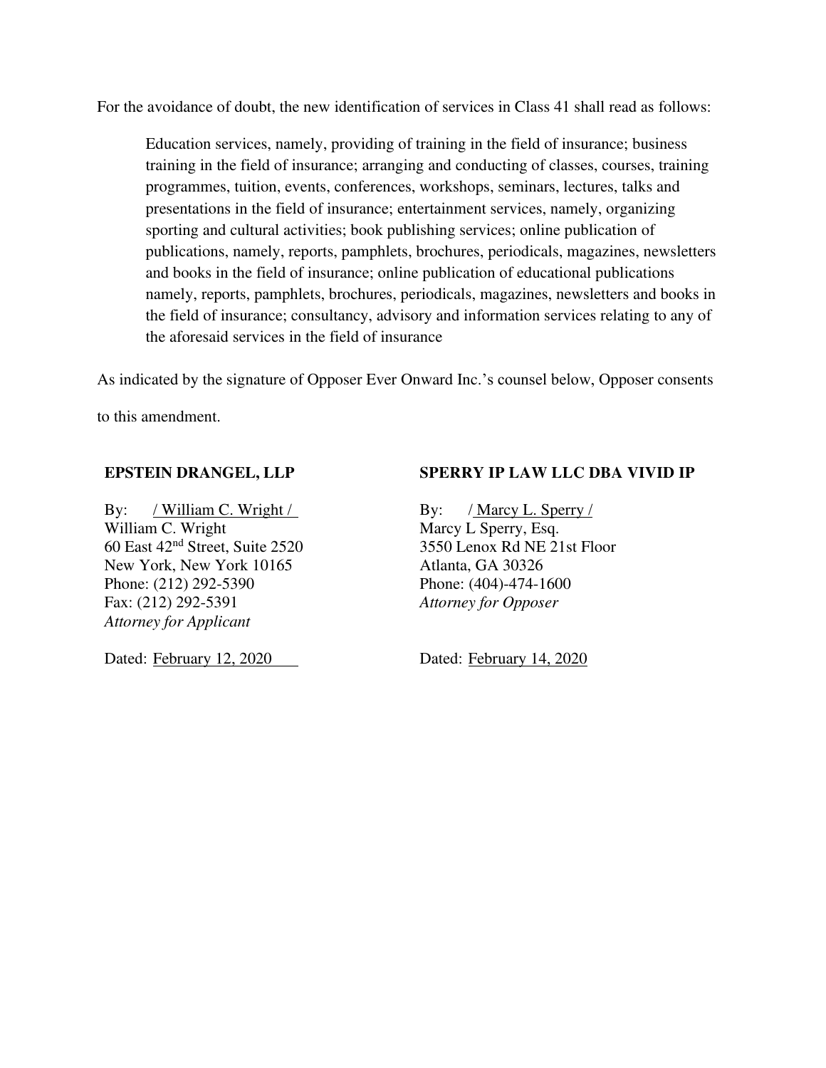For the avoidance of doubt, the new identification of services in Class 41 shall read as follows:

> Education services, namely, providing of training in the field of insurance; business training in the field of insurance; arranging and conducting of classes, courses, training programmes, tuition, events, conferences, workshops, seminars, lectures, talks and presentations in the field of insurance; entertainment services, namely, organizing sporting and cultural activities; book publishing services; online publication of publications, namely, reports, pamphlets, brochures, periodicals, magazines, newsletters and books in the field of insurance; online publication of educational publications namely, reports, pamphlets, brochures, periodicals, magazines, newsletters and books in the field of insurance; consultancy, advisory and information services relating to any of the aforesaid services in the field of insurance

As indicated by the signature of Opposer Ever Onward Inc.'s counsel below, Opposer consents to this amendment.

**EPSTEIN DRANGEL, LLP**

By: / William C. Wright /
William C. Wright
60 East 42nd Street, Suite 2520
New York, New York 10165
Phone: (212) 292-5390
Fax: (212) 292-5391
*Attorney for Applicant*

Dated: February 12, 2020

**SPERRY IP LAW LLC DBA VIVID IP**

By: / Marcy L. Sperry /
Marcy L Sperry, Esq.
3550 Lenox Rd NE 21st Floor
Atlanta, GA 30326
Phone: (404)-474-1600
*Attorney for Opposer*

Dated: February 14, 2020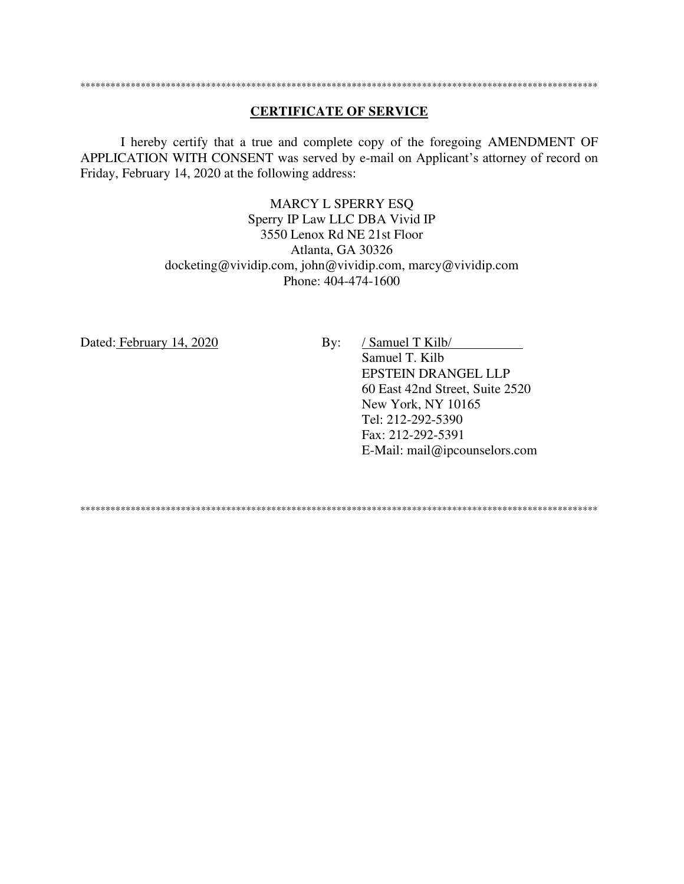****************************************************************************************************************

## CERTIFICATE OF SERVICE

I hereby certify that a true and complete copy of the foregoing AMENDMENT OF APPLICATION WITH CONSENT was served by e-mail on Applicant's attorney of record on Friday, February 14, 2020 at the following address:

MARCY L SPERRY ESQ
Sperry IP Law LLC DBA Vivid IP
3550 Lenox Rd NE 21st Floor
Atlanta, GA 30326
docketing@vividip.com, john@vividip.com, marcy@vividip.com
Phone: 404-474-1600

Dated: February 14, 2020

By: / Samuel T Kilb/
Samuel T. Kilb
EPSTEIN DRANGEL LLP
60 East 42nd Street, Suite 2520
New York, NY 10165
Tel: 212-292-5390
Fax: 212-292-5391
E-Mail: mail@ipcounselors.com

****************************************************************************************************************